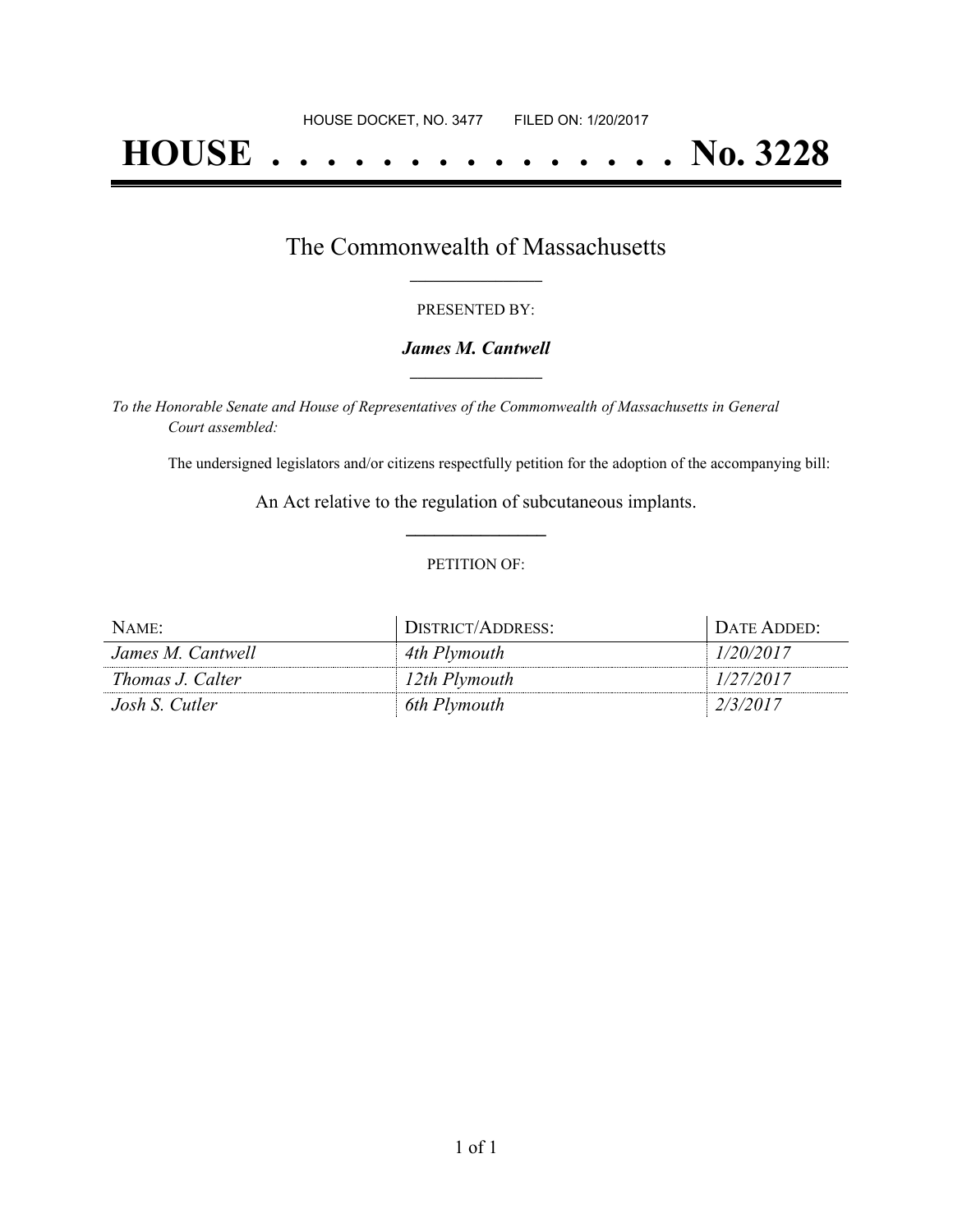HOUSE DOCKET, NO. 3477        FILED ON: 1/20/2017

# HOUSE . . . . . . . . . . . . . . . No. 3228

## The Commonwealth of Massachusetts

PRESENTED BY:

***James M. Cantwell***

*To the Honorable Senate and House of Representatives of the Commonwealth of Massachusetts in General Court assembled:*

The undersigned legislators and/or citizens respectfully petition for the adoption of the accompanying bill:

An Act relative to the regulation of subcutaneous implants.

PETITION OF:

| NAME: | DISTRICT/ADDRESS: | DATE ADDED: |
| --- | --- | --- |
| *James M. Cantwell* | *4th Plymouth* | *1/20/2017* |
| *Thomas J. Calter* | *12th Plymouth* | *1/27/2017* |
| *Josh S. Cutler* | *6th Plymouth* | *2/3/2017* |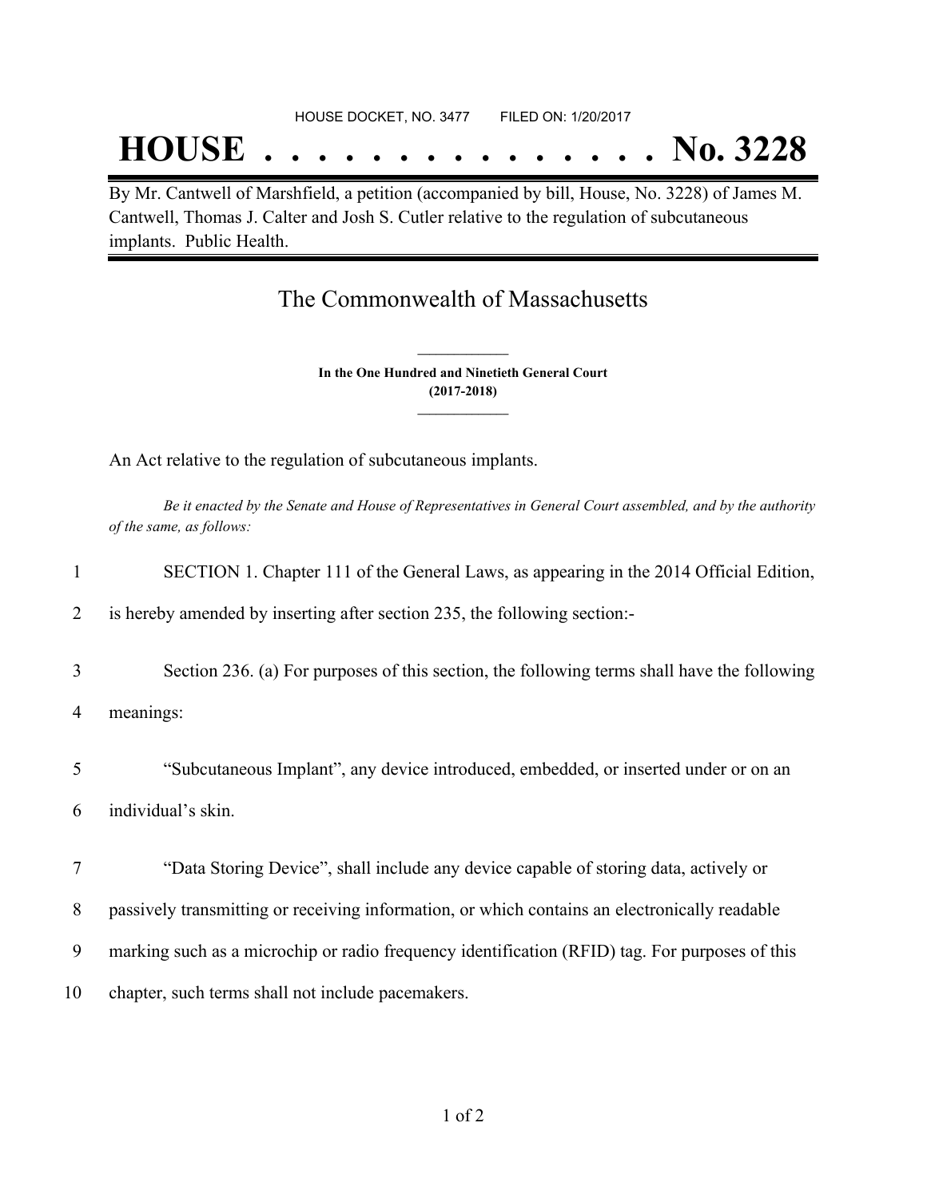HOUSE DOCKET, NO. 3477 FILED ON: 1/20/2017

# HOUSE . . . . . . . . . . . . . . . No. 3228

By Mr. Cantwell of Marshfield, a petition (accompanied by bill, House, No. 3228) of James M. Cantwell, Thomas J. Calter and Josh S. Cutler relative to the regulation of subcutaneous implants. Public Health.

## The Commonwealth of Massachusetts

**In the One Hundred and Ninetieth General Court**
**(2017-2018)**

An Act relative to the regulation of subcutaneous implants.

*Be it enacted by the Senate and House of Representatives in General Court assembled, and by the authority of the same, as follows:*

1 SECTION 1. Chapter 111 of the General Laws, as appearing in the 2014 Official Edition,
2 is hereby amended by inserting after section 235, the following section:-

3 Section 236. (a) For purposes of this section, the following terms shall have the following
4 meanings:

5 "Subcutaneous Implant", any device introduced, embedded, or inserted under or on an
6 individual's skin.

7 "Data Storing Device", shall include any device capable of storing data, actively or
8 passively transmitting or receiving information, or which contains an electronically readable
9 marking such as a microchip or radio frequency identification (RFID) tag. For purposes of this
10 chapter, such terms shall not include pacemakers.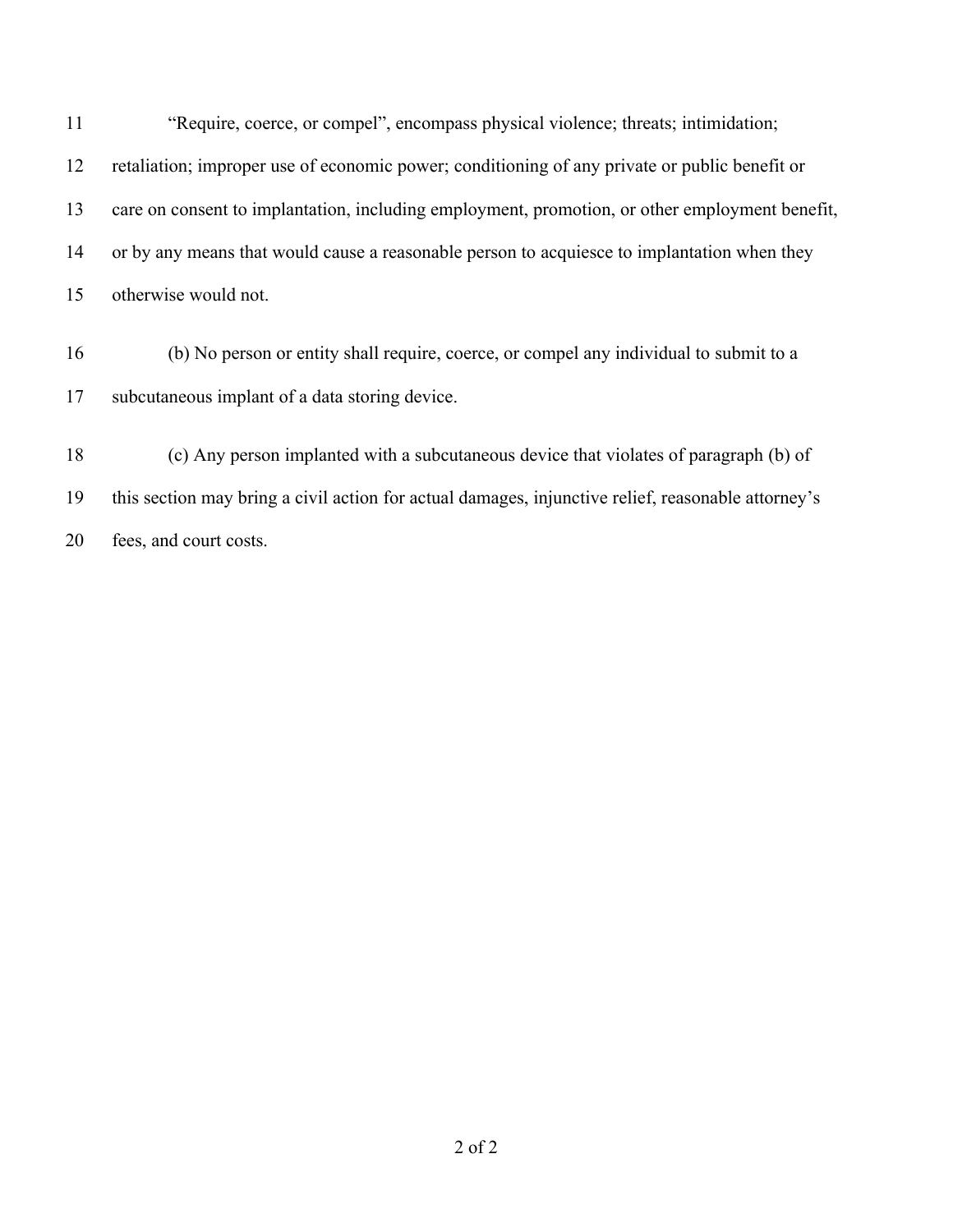"Require, coerce, or compel", encompass physical violence; threats; intimidation; retaliation; improper use of economic power; conditioning of any private or public benefit or care on consent to implantation, including employment, promotion, or other employment benefit, or by any means that would cause a reasonable person to acquiesce to implantation when they otherwise would not.

(b) No person or entity shall require, coerce, or compel any individual to submit to a subcutaneous implant of a data storing device.

(c) Any person implanted with a subcutaneous device that violates of paragraph (b) of this section may bring a civil action for actual damages, injunctive relief, reasonable attorney's fees, and court costs.